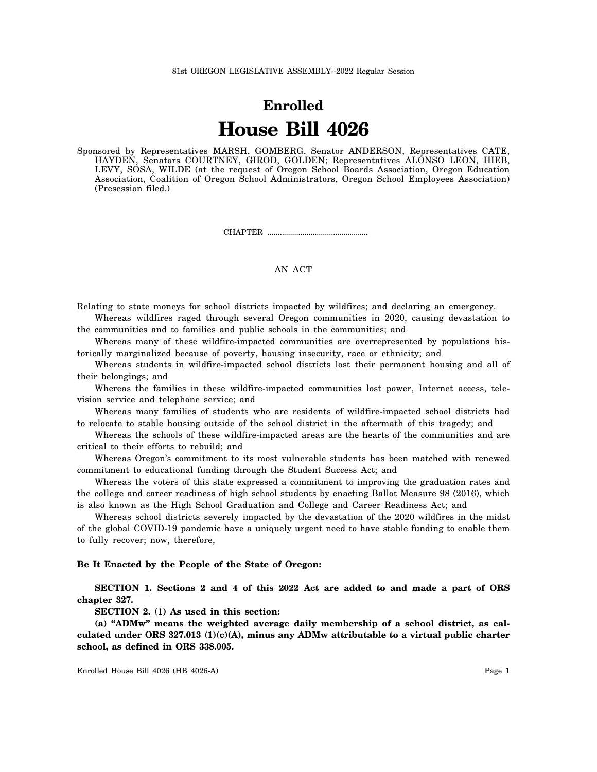81st OREGON LEGISLATIVE ASSEMBLY--2022 Regular Session

# Enrolled

# House Bill 4026

Sponsored by Representatives MARSH, GOMBERG, Senator ANDERSON, Representatives CATE, HAYDEN, Senators COURTNEY, GIROD, GOLDEN; Representatives ALONSO LEON, HIEB, LEVY, SOSA, WILDE (at the request of Oregon School Boards Association, Oregon Education Association, Coalition of Oregon School Administrators, Oregon School Employees Association) (Presession filed.)

CHAPTER .................................................

AN ACT

Relating to state moneys for school districts impacted by wildfires; and declaring an emergency.

Whereas wildfires raged through several Oregon communities in 2020, causing devastation to the communities and to families and public schools in the communities; and

Whereas many of these wildfire-impacted communities are overrepresented by populations historically marginalized because of poverty, housing insecurity, race or ethnicity; and

Whereas students in wildfire-impacted school districts lost their permanent housing and all of their belongings; and

Whereas the families in these wildfire-impacted communities lost power, Internet access, television service and telephone service; and

Whereas many families of students who are residents of wildfire-impacted school districts had to relocate to stable housing outside of the school district in the aftermath of this tragedy; and

Whereas the schools of these wildfire-impacted areas are the hearts of the communities and are critical to their efforts to rebuild; and

Whereas Oregon's commitment to its most vulnerable students has been matched with renewed commitment to educational funding through the Student Success Act; and

Whereas the voters of this state expressed a commitment to improving the graduation rates and the college and career readiness of high school students by enacting Ballot Measure 98 (2016), which is also known as the High School Graduation and College and Career Readiness Act; and

Whereas school districts severely impacted by the devastation of the 2020 wildfires in the midst of the global COVID-19 pandemic have a uniquely urgent need to have stable funding to enable them to fully recover; now, therefore,

**Be It Enacted by the People of the State of Oregon:**

**SECTION 1. Sections 2 and 4 of this 2022 Act are added to and made a part of ORS chapter 327.**

**SECTION 2. (1) As used in this section:**

**(a) "ADMw" means the weighted average daily membership of a school district, as calculated under ORS 327.013 (1)(c)(A), minus any ADMw attributable to a virtual public charter school, as defined in ORS 338.005.**

Enrolled House Bill 4026 (HB 4026-A)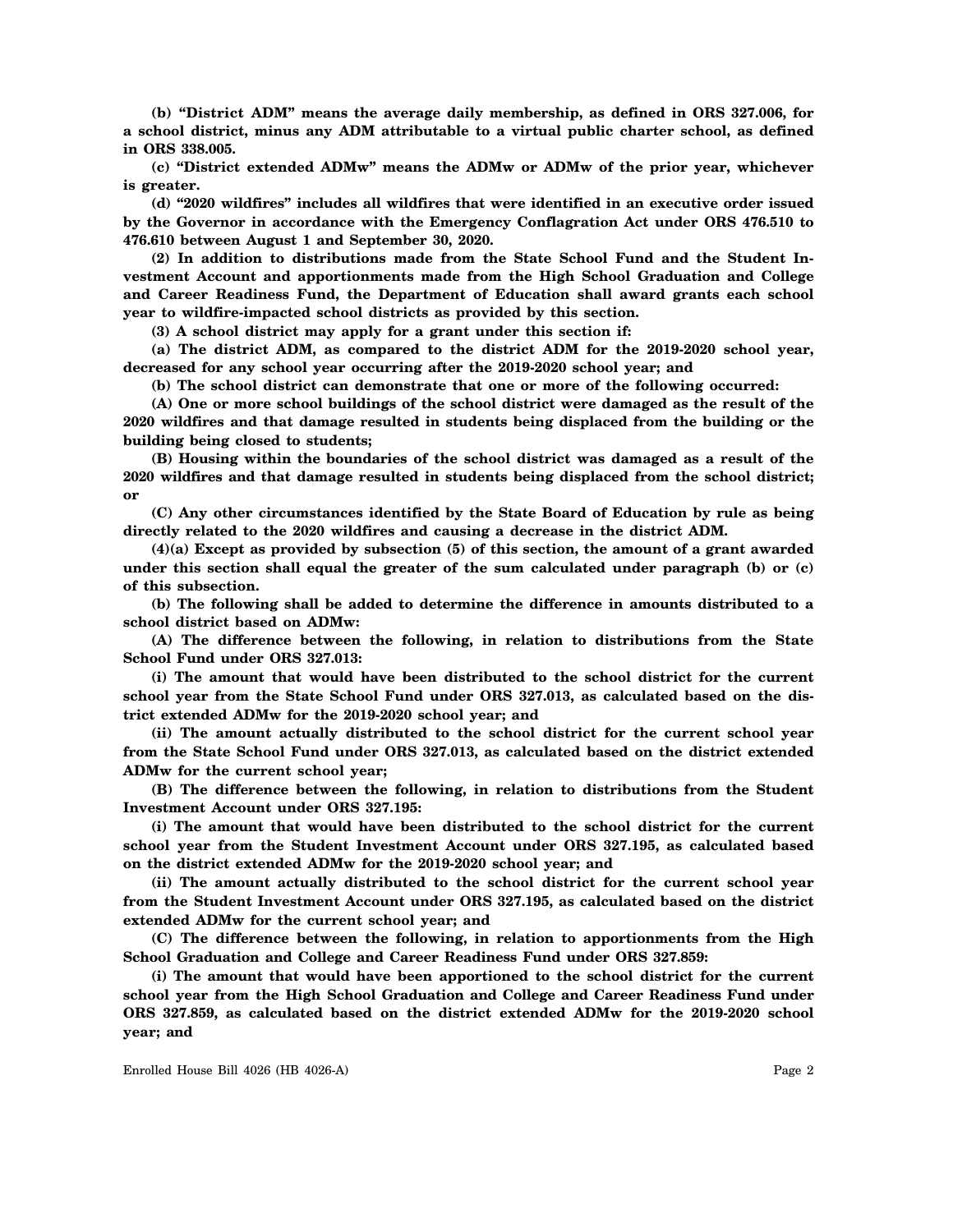**(b) "District ADM" means the average daily membership, as defined in ORS 327.006, for a school district, minus any ADM attributable to a virtual public charter school, as defined in ORS 338.005.**

**(c) "District extended ADMw" means the ADMw or ADMw of the prior year, whichever is greater.**

**(d) "2020 wildfires" includes all wildfires that were identified in an executive order issued by the Governor in accordance with the Emergency Conflagration Act under ORS 476.510 to 476.610 between August 1 and September 30, 2020.**

**(2) In addition to distributions made from the State School Fund and the Student Investment Account and apportionments made from the High School Graduation and College and Career Readiness Fund, the Department of Education shall award grants each school year to wildfire-impacted school districts as provided by this section.**

**(3) A school district may apply for a grant under this section if:**

**(a) The district ADM, as compared to the district ADM for the 2019-2020 school year, decreased for any school year occurring after the 2019-2020 school year; and**

**(b) The school district can demonstrate that one or more of the following occurred:**

**(A) One or more school buildings of the school district were damaged as the result of the 2020 wildfires and that damage resulted in students being displaced from the building or the building being closed to students;**

**(B) Housing within the boundaries of the school district was damaged as a result of the 2020 wildfires and that damage resulted in students being displaced from the school district; or**

**(C) Any other circumstances identified by the State Board of Education by rule as being directly related to the 2020 wildfires and causing a decrease in the district ADM.**

**(4)(a) Except as provided by subsection (5) of this section, the amount of a grant awarded under this section shall equal the greater of the sum calculated under paragraph (b) or (c) of this subsection.**

**(b) The following shall be added to determine the difference in amounts distributed to a school district based on ADMw:**

**(A) The difference between the following, in relation to distributions from the State School Fund under ORS 327.013:**

**(i) The amount that would have been distributed to the school district for the current school year from the State School Fund under ORS 327.013, as calculated based on the district extended ADMw for the 2019-2020 school year; and**

**(ii) The amount actually distributed to the school district for the current school year from the State School Fund under ORS 327.013, as calculated based on the district extended ADMw for the current school year;**

**(B) The difference between the following, in relation to distributions from the Student Investment Account under ORS 327.195:**

**(i) The amount that would have been distributed to the school district for the current school year from the Student Investment Account under ORS 327.195, as calculated based on the district extended ADMw for the 2019-2020 school year; and**

**(ii) The amount actually distributed to the school district for the current school year from the Student Investment Account under ORS 327.195, as calculated based on the district extended ADMw for the current school year; and**

**(C) The difference between the following, in relation to apportionments from the High School Graduation and College and Career Readiness Fund under ORS 327.859:**

**(i) The amount that would have been apportioned to the school district for the current school year from the High School Graduation and College and Career Readiness Fund under ORS 327.859, as calculated based on the district extended ADMw for the 2019-2020 school year; and**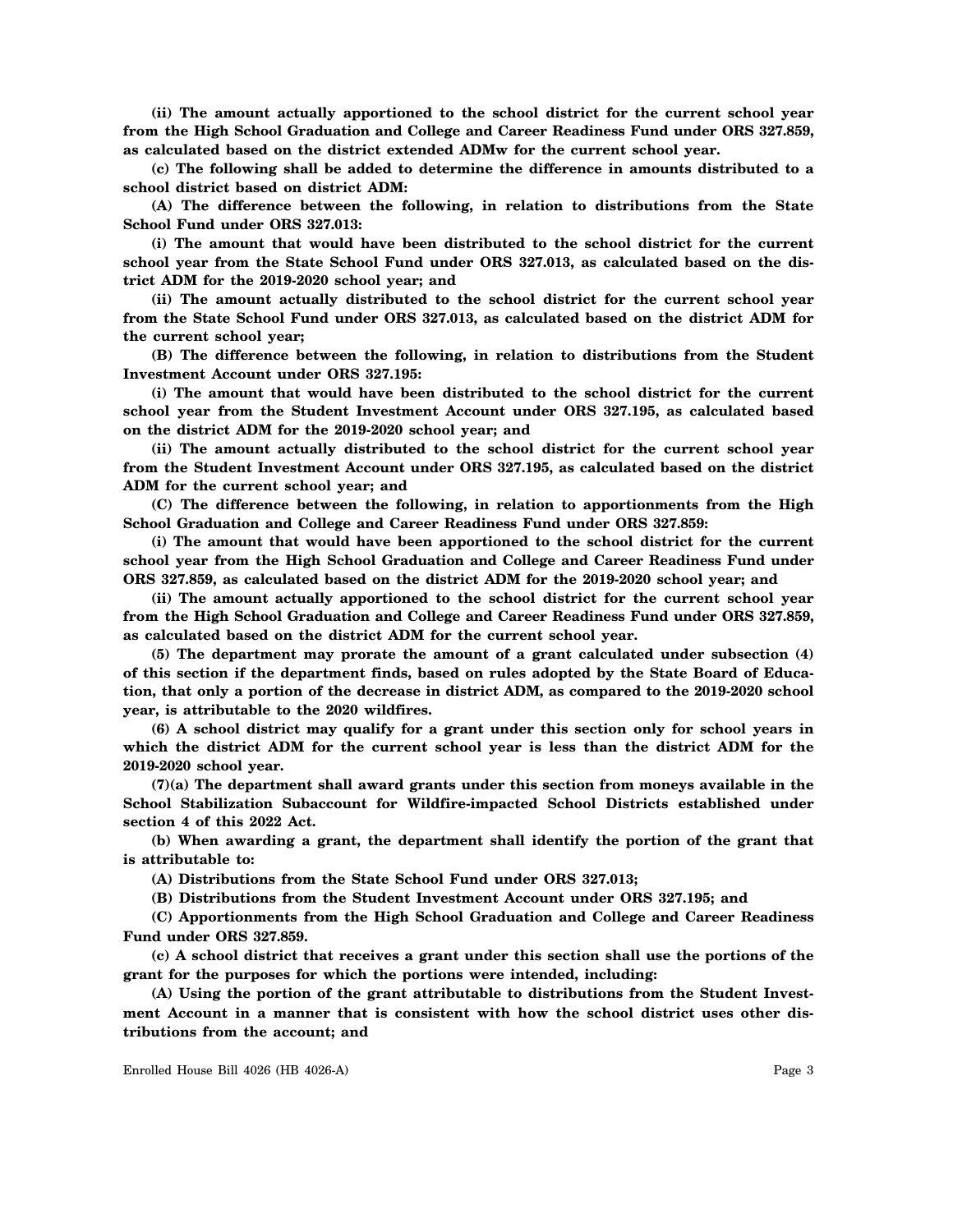**(ii) The amount actually apportioned to the school district for the current school year from the High School Graduation and College and Career Readiness Fund under ORS 327.859, as calculated based on the district extended ADMw for the current school year.**

**(c) The following shall be added to determine the difference in amounts distributed to a school district based on district ADM:**

**(A) The difference between the following, in relation to distributions from the State School Fund under ORS 327.013:**

**(i) The amount that would have been distributed to the school district for the current school year from the State School Fund under ORS 327.013, as calculated based on the district ADM for the 2019-2020 school year; and**

**(ii) The amount actually distributed to the school district for the current school year from the State School Fund under ORS 327.013, as calculated based on the district ADM for the current school year;**

**(B) The difference between the following, in relation to distributions from the Student Investment Account under ORS 327.195:**

**(i) The amount that would have been distributed to the school district for the current school year from the Student Investment Account under ORS 327.195, as calculated based on the district ADM for the 2019-2020 school year; and**

**(ii) The amount actually distributed to the school district for the current school year from the Student Investment Account under ORS 327.195, as calculated based on the district ADM for the current school year; and**

**(C) The difference between the following, in relation to apportionments from the High School Graduation and College and Career Readiness Fund under ORS 327.859:**

**(i) The amount that would have been apportioned to the school district for the current school year from the High School Graduation and College and Career Readiness Fund under ORS 327.859, as calculated based on the district ADM for the 2019-2020 school year; and**

**(ii) The amount actually apportioned to the school district for the current school year from the High School Graduation and College and Career Readiness Fund under ORS 327.859, as calculated based on the district ADM for the current school year.**

**(5) The department may prorate the amount of a grant calculated under subsection (4) of this section if the department finds, based on rules adopted by the State Board of Education, that only a portion of the decrease in district ADM, as compared to the 2019-2020 school year, is attributable to the 2020 wildfires.**

**(6) A school district may qualify for a grant under this section only for school years in which the district ADM for the current school year is less than the district ADM for the 2019-2020 school year.**

**(7)(a) The department shall award grants under this section from moneys available in the School Stabilization Subaccount for Wildfire-impacted School Districts established under section 4 of this 2022 Act.**

**(b) When awarding a grant, the department shall identify the portion of the grant that is attributable to:**

**(A) Distributions from the State School Fund under ORS 327.013;**

**(B) Distributions from the Student Investment Account under ORS 327.195; and**

**(C) Apportionments from the High School Graduation and College and Career Readiness Fund under ORS 327.859.**

**(c) A school district that receives a grant under this section shall use the portions of the grant for the purposes for which the portions were intended, including:**

**(A) Using the portion of the grant attributable to distributions from the Student Investment Account in a manner that is consistent with how the school district uses other distributions from the account; and**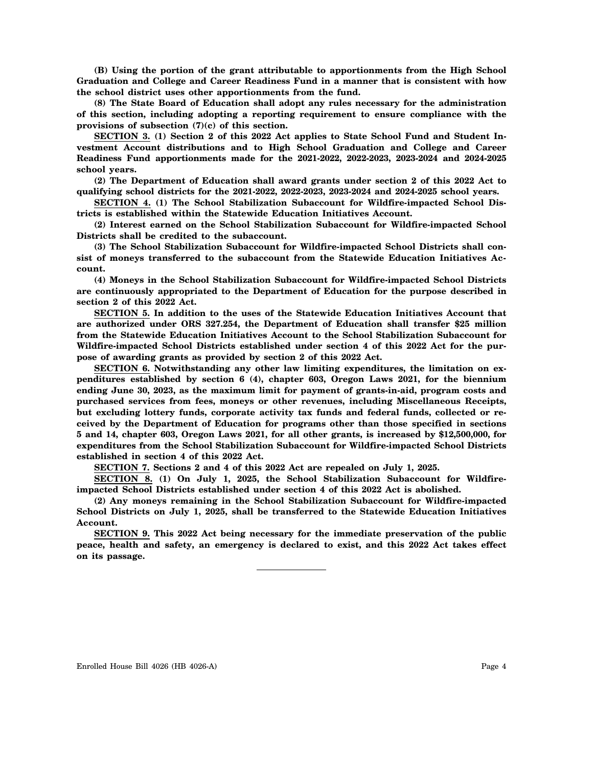**(B) Using the portion of the grant attributable to apportionments from the High School Graduation and College and Career Readiness Fund in a manner that is consistent with how the school district uses other apportionments from the fund.**

**(8) The State Board of Education shall adopt any rules necessary for the administration of this section, including adopting a reporting requirement to ensure compliance with the provisions of subsection (7)(c) of this section.**

**SECTION 3. (1) Section 2 of this 2022 Act applies to State School Fund and Student Investment Account distributions and to High School Graduation and College and Career Readiness Fund apportionments made for the 2021-2022, 2022-2023, 2023-2024 and 2024-2025 school years.**

**(2) The Department of Education shall award grants under section 2 of this 2022 Act to qualifying school districts for the 2021-2022, 2022-2023, 2023-2024 and 2024-2025 school years.**

**SECTION 4. (1) The School Stabilization Subaccount for Wildfire-impacted School Districts is established within the Statewide Education Initiatives Account.**

**(2) Interest earned on the School Stabilization Subaccount for Wildfire-impacted School Districts shall be credited to the subaccount.**

**(3) The School Stabilization Subaccount for Wildfire-impacted School Districts shall consist of moneys transferred to the subaccount from the Statewide Education Initiatives Account.**

**(4) Moneys in the School Stabilization Subaccount for Wildfire-impacted School Districts are continuously appropriated to the Department of Education for the purpose described in section 2 of this 2022 Act.**

**SECTION 5. In addition to the uses of the Statewide Education Initiatives Account that are authorized under ORS 327.254, the Department of Education shall transfer $25 million from the Statewide Education Initiatives Account to the School Stabilization Subaccount for Wildfire-impacted School Districts established under section 4 of this 2022 Act for the purpose of awarding grants as provided by section 2 of this 2022 Act.**

**SECTION 6. Notwithstanding any other law limiting expenditures, the limitation on expenditures established by section 6 (4), chapter 603, Oregon Laws 2021, for the biennium ending June 30, 2023, as the maximum limit for payment of grants-in-aid, program costs and purchased services from fees, moneys or other revenues, including Miscellaneous Receipts, but excluding lottery funds, corporate activity tax funds and federal funds, collected or received by the Department of Education for programs other than those specified in sections 5 and 14, chapter 603, Oregon Laws 2021, for all other grants, is increased by $12,500,000, for expenditures from the School Stabilization Subaccount for Wildfire-impacted School Districts established in section 4 of this 2022 Act.**

**SECTION 7. Sections 2 and 4 of this 2022 Act are repealed on July 1, 2025.**

**SECTION 8. (1) On July 1, 2025, the School Stabilization Subaccount for Wildfire-impacted School Districts established under section 4 of this 2022 Act is abolished.**

**(2) Any moneys remaining in the School Stabilization Subaccount for Wildfire-impacted School Districts on July 1, 2025, shall be transferred to the Statewide Education Initiatives Account.**

**SECTION 9. This 2022 Act being necessary for the immediate preservation of the public peace, health and safety, an emergency is declared to exist, and this 2022 Act takes effect on its passage.**

---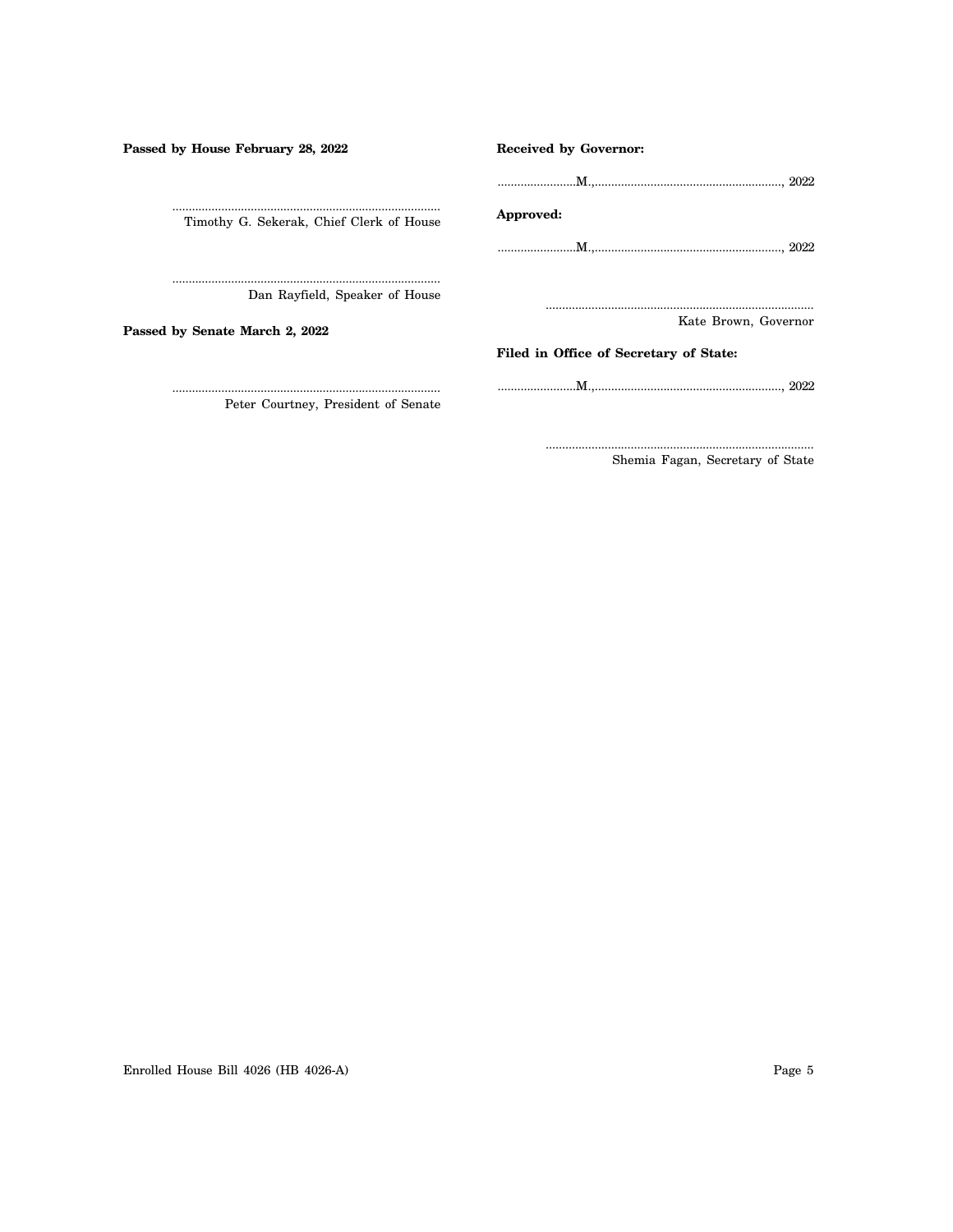**Passed by House February 28, 2022**

..................................................................................
Timothy G. Sekerak, Chief Clerk of House

..................................................................................
Dan Rayfield, Speaker of House

**Passed by Senate March 2, 2022**

..................................................................................
Peter Courtney, President of Senate

**Received by Governor:**

........................M.,.........................................................., 2022

**Approved:**

........................M.,.........................................................., 2022

..................................................................................
Kate Brown, Governor

**Filed in Office of Secretary of State:**

........................M.,.........................................................., 2022

..................................................................................
Shemia Fagan, Secretary of State

Enrolled House Bill 4026 (HB 4026-A)